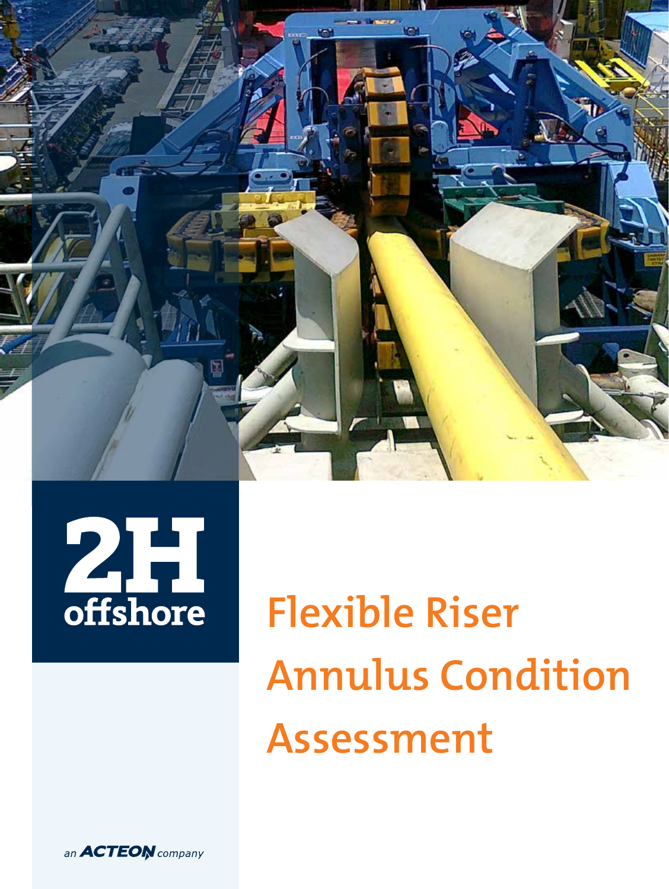2H offshore

# Flexible Riser Annulus Condition Assessment

an ACTEON company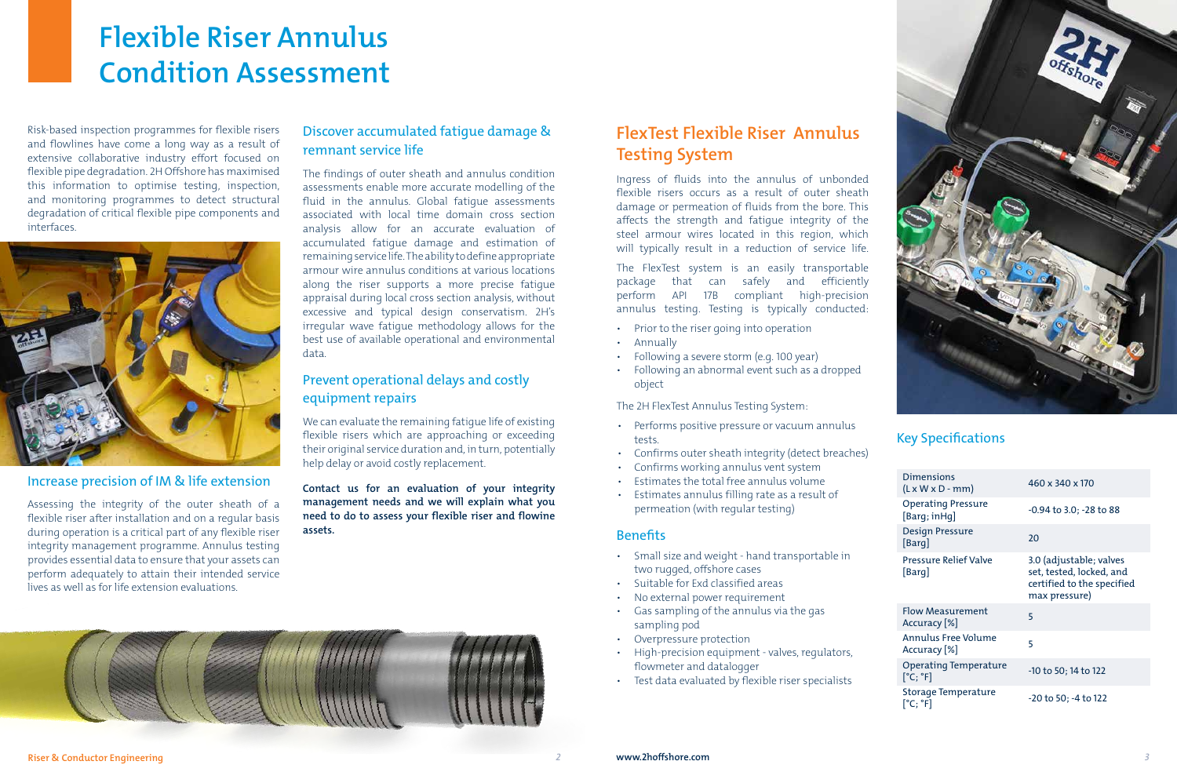# Flexible Riser Annulus Condition Assessment

Risk-based inspection programmes for flexible risers and flowlines have come a long way as a result of extensive collaborative industry effort focused on flexible pipe degradation. 2H Offshore has maximised this information to optimise testing, inspection, and monitoring programmes to detect structural degradation of critical flexible pipe components and interfaces.

## Increase precision of IM & life extension

Assessing the integrity of the outer sheath of a flexible riser after installation and on a regular basis during operation is a critical part of any flexible riser integrity management programme. Annulus testing provides essential data to ensure that your assets can perform adequately to attain their intended service lives as well as for life extension evaluations.

## Discover accumulated fatigue damage & remnant service life

The findings of outer sheath and annulus condition assessments enable more accurate modelling of the fluid in the annulus. Global fatigue assessments associated with local time domain cross section analysis allow for an accurate evaluation of accumulated fatigue damage and estimation of remaining service life. The ability to define appropriate armour wire annulus conditions at various locations along the riser supports a more precise fatigue appraisal during local cross section analysis, without excessive and typical design conservatism. 2H's irregular wave fatigue methodology allows for the best use of available operational and environmental data.

## Prevent operational delays and costly equipment repairs

We can evaluate the remaining fatigue life of existing flexible risers which are approaching or exceeding their original service duration and, in turn, potentially help delay or avoid costly replacement.

**Contact us for an evaluation of your integrity management needs and we will explain what you need to do to assess your flexible riser and flowine assets.**

## FlexTest Flexible Riser Annulus Testing System

Ingress of fluids into the annulus of unbonded flexible risers occurs as a result of outer sheath damage or permeation of fluids from the bore. This affects the strength and fatigue integrity of the steel armour wires located in this region, which will typically result in a reduction of service life.

The FlexTest system is an easily transportable package that can safely and efficiently perform API 17B compliant high-precision annulus testing. Testing is typically conducted:

- Prior to the riser going into operation
- Annually
- Following a severe storm (e.g. 100 year)
- Following an abnormal event such as a dropped object

The 2H FlexTest Annulus Testing System:

- Performs positive pressure or vacuum annulus tests.
- Confirms outer sheath integrity (detect breaches)
- Confirms working annulus vent system
- Estimates the total free annulus volume
- Estimates annulus filling rate as a result of permeation (with regular testing)

## Benefits

- Small size and weight - hand transportable in two rugged, offshore cases
- Suitable for Exd classified areas
- No external power requirement
- Gas sampling of the annulus via the gas sampling pod
- Overpressure protection
- High-precision equipment - valves, regulators, flowmeter and datalogger
- Test data evaluated by flexible riser specialists

## Key Specifications

| | |
|---|---|
| Dimensions (L x W x D - mm) | 460 x 340 x 170 |
| Operating Pressure [Barg; inHg] | -0.94 to 3.0; -28 to 88 |
| Design Pressure [Barg] | 20 |
| Pressure Relief Valve [Barg] | 3.0 (adjustable; valves set, tested, locked, and certified to the specified max pressure) |
| Flow Measurement Accuracy [%] | 5 |
| Annulus Free Volume Accuracy [%] | 5 |
| Operating Temperature [°C; °F] | -10 to 50; 14 to 122 |
| Storage Temperature [°C; °F] | -20 to 50; -4 to 122 |

www.2hoffshore.com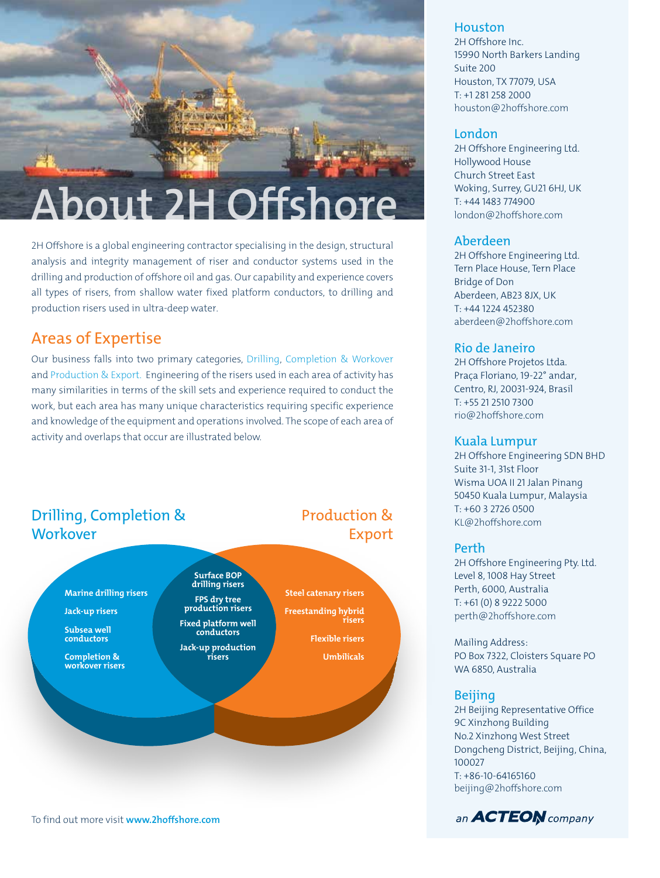# About 2H Offshore

2H Offshore is a global engineering contractor specialising in the design, structural analysis and integrity management of riser and conductor systems used in the drilling and production of offshore oil and gas. Our capability and experience covers all types of risers, from shallow water fixed platform conductors, to drilling and production risers used in ultra-deep water.

## Areas of Expertise

Our business falls into two primary categories, Drilling, Completion & Workover and Production & Export. Engineering of the risers used in each area of activity has many similarities in terms of the skill sets and experience required to conduct the work, but each area has many unique characteristics requiring specific experience and knowledge of the equipment and operations involved. The scope of each area of activity and overlaps that occur are illustrated below.

Drilling, Completion & Workover

Production & Export

Marine drilling risers

Jack-up risers

Subsea well conductors

Completion & workover risers

Surface BOP drilling risers

FPS dry tree production risers

Fixed platform well conductors

Jack-up production risers

Steel catenary risers

Freestanding hybrid risers

Flexible risers

Umbilicals

To find out more visit **www.2hoffshore.com**

### Houston
2H Offshore Inc.
15990 North Barkers Landing
Suite 200
Houston, TX 77079, USA
T: +1 281 258 2000
houston@2hoffshore.com

### London
2H Offshore Engineering Ltd.
Hollywood House
Church Street East
Woking, Surrey, GU21 6HJ, UK
T: +44 1483 774900
london@2hoffshore.com

### Aberdeen
2H Offshore Engineering Ltd.
Tern Place House, Tern Place
Bridge of Don
Aberdeen, AB23 8JX, UK
T: +44 1224 452380
aberdeen@2hoffshore.com

### Rio de Janeiro
2H Offshore Projetos Ltda.
Praça Floriano, 19-22° andar,
Centro, RJ, 20031-924, Brasil
T: +55 21 2510 7300
rio@2hoffshore.com

### Kuala Lumpur
2H Offshore Engineering SDN BHD
Suite 31-1, 31st Floor
Wisma UOA II 21 Jalan Pinang
50450 Kuala Lumpur, Malaysia
T: +60 3 2726 0500
KL@2hoffshore.com

### Perth
2H Offshore Engineering Pty. Ltd.
Level 8, 1008 Hay Street
Perth, 6000, Australia
T: +61 (0) 8 9222 5000
perth@2hoffshore.com

Mailing Address:
PO Box 7322, Cloisters Square PO
WA 6850, Australia

### Beijing
2H Beijing Representative Office
9C Xinzhong Building
No.2 Xinzhong West Street
Dongcheng District, Beijing, China,
100027
T: +86-10-64165160
beijing@2hoffshore.com

an ACTEON company